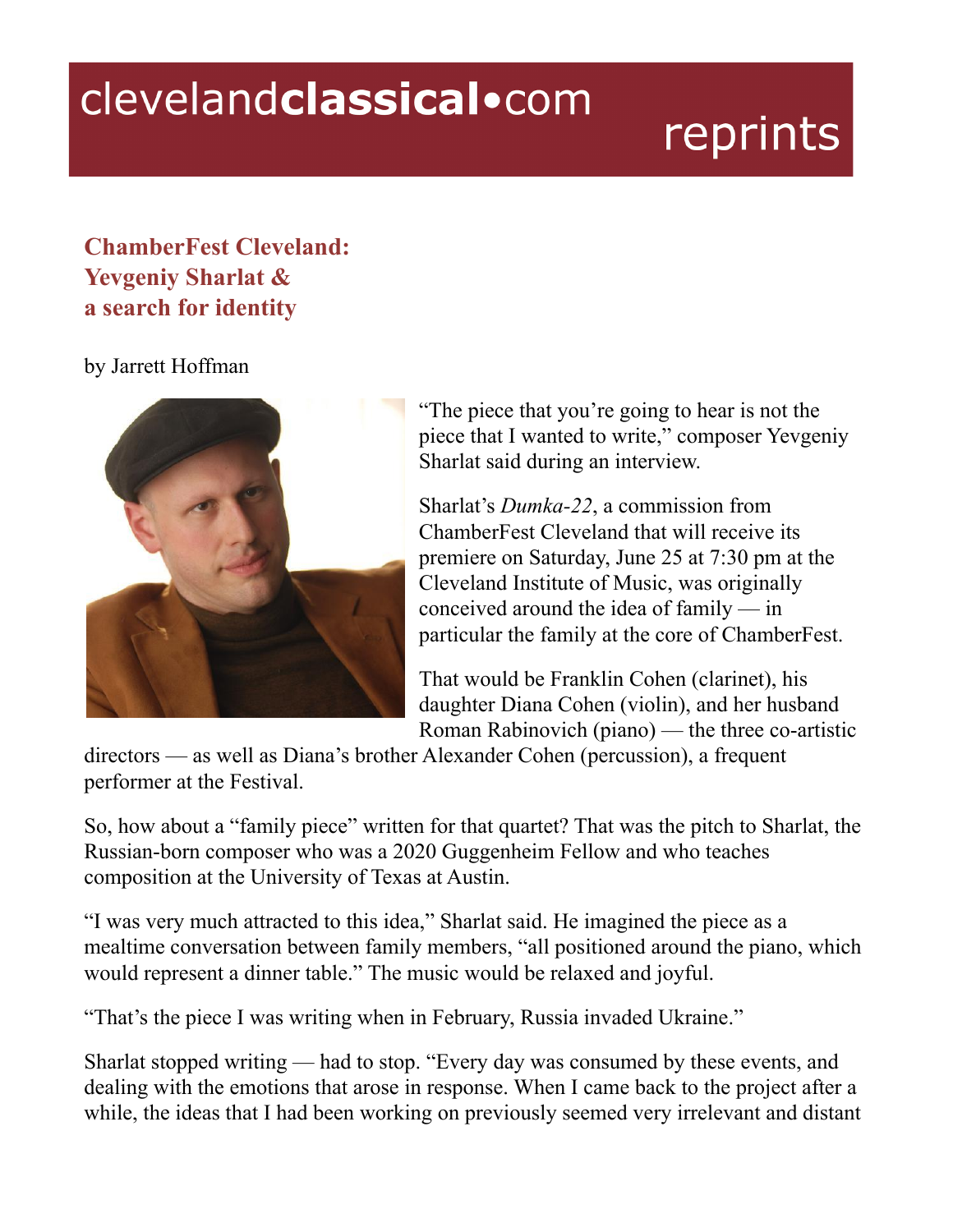# ChamberFest Cleveland: Yevgeniy Sharlat & a search for identity

by Jarrett Hoffman

"The piece that you're going to hear is not the piece that I wanted to write," composer Yevgeniy Sharlat said during an interview.

Sharlat's *Dumka-22*, a commission from ChamberFest Cleveland that will receive its premiere on Saturday, June 25 at 7:30 pm at the Cleveland Institute of Music, was originally conceived around the idea of family — in particular the family at the core of ChamberFest.

That would be Franklin Cohen (clarinet), his daughter Diana Cohen (violin), and her husband Roman Rabinovich (piano) — the three co-artistic directors — as well as Diana's brother Alexander Cohen (percussion), a frequent performer at the Festival.

So, how about a "family piece" written for that quartet? That was the pitch to Sharlat, the Russian-born composer who was a 2020 Guggenheim Fellow and who teaches composition at the University of Texas at Austin.

"I was very much attracted to this idea," Sharlat said. He imagined the piece as a mealtime conversation between family members, "all positioned around the piano, which would represent a dinner table." The music would be relaxed and joyful.

"That's the piece I was writing when in February, Russia invaded Ukraine."

Sharlat stopped writing — had to stop. "Every day was consumed by these events, and dealing with the emotions that arose in response. When I came back to the project after a while, the ideas that I had been working on previously seemed very irrelevant and distant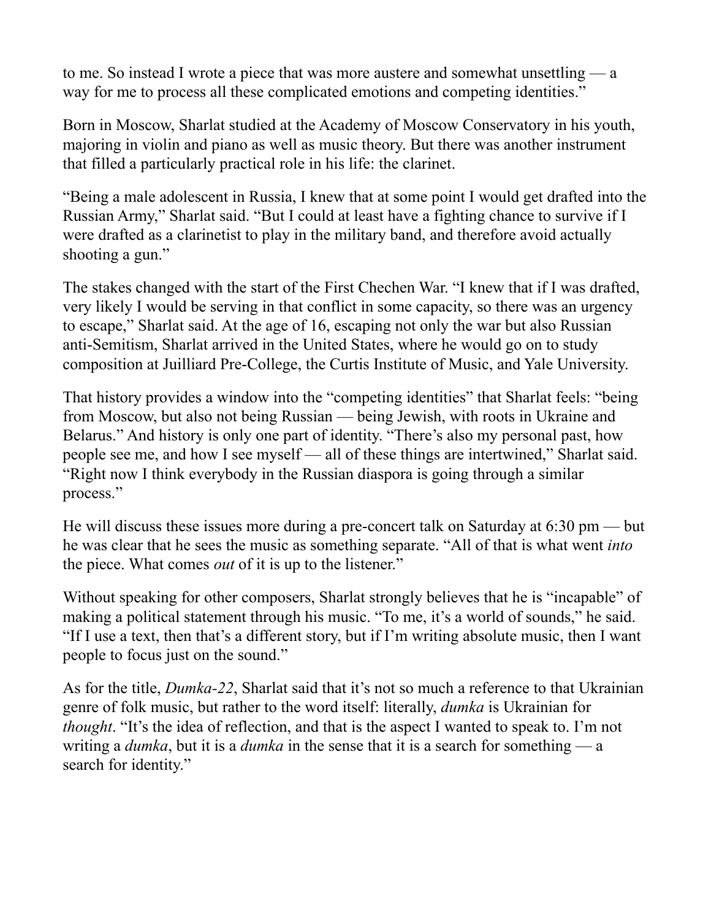to me. So instead I wrote a piece that was more austere and somewhat unsettling — a way for me to process all these complicated emotions and competing identities."

Born in Moscow, Sharlat studied at the Academy of Moscow Conservatory in his youth, majoring in violin and piano as well as music theory. But there was another instrument that filled a particularly practical role in his life: the clarinet.

"Being a male adolescent in Russia, I knew that at some point I would get drafted into the Russian Army," Sharlat said. "But I could at least have a fighting chance to survive if I were drafted as a clarinetist to play in the military band, and therefore avoid actually shooting a gun."

The stakes changed with the start of the First Chechen War. "I knew that if I was drafted, very likely I would be serving in that conflict in some capacity, so there was an urgency to escape," Sharlat said. At the age of 16, escaping not only the war but also Russian anti-Semitism, Sharlat arrived in the United States, where he would go on to study composition at Juilliard Pre-College, the Curtis Institute of Music, and Yale University.

That history provides a window into the "competing identities" that Sharlat feels: "being from Moscow, but also not being Russian — being Jewish, with roots in Ukraine and Belarus." And history is only one part of identity. "There's also my personal past, how people see me, and how I see myself — all of these things are intertwined," Sharlat said. "Right now I think everybody in the Russian diaspora is going through a similar process."

He will discuss these issues more during a pre-concert talk on Saturday at 6:30 pm — but he was clear that he sees the music as something separate. "All of that is what went *into* the piece. What comes *out* of it is up to the listener."

Without speaking for other composers, Sharlat strongly believes that he is "incapable" of making a political statement through his music. "To me, it's a world of sounds," he said. "If I use a text, then that's a different story, but if I'm writing absolute music, then I want people to focus just on the sound."

As for the title, *Dumka-22*, Sharlat said that it's not so much a reference to that Ukrainian genre of folk music, but rather to the word itself: literally, *dumka* is Ukrainian for *thought*. "It's the idea of reflection, and that is the aspect I wanted to speak to. I'm not writing a *dumka*, but it is a *dumka* in the sense that it is a search for something — a search for identity."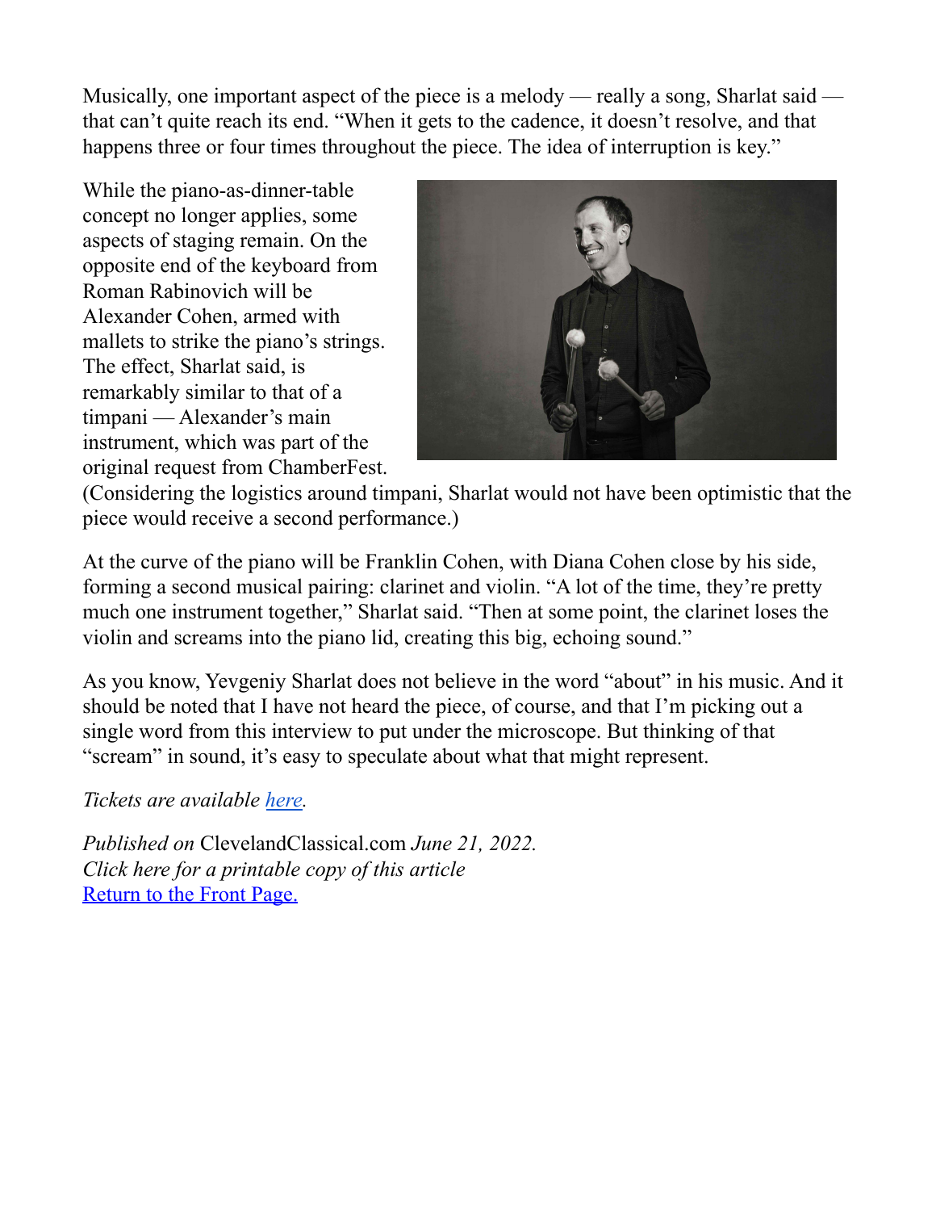Musically, one important aspect of the piece is a melody — really a song, Sharlat said — that can't quite reach its end. "When it gets to the cadence, it doesn't resolve, and that happens three or four times throughout the piece. The idea of interruption is key."

While the piano-as-dinner-table concept no longer applies, some aspects of staging remain. On the opposite end of the keyboard from Roman Rabinovich will be Alexander Cohen, armed with mallets to strike the piano's strings. The effect, Sharlat said, is remarkably similar to that of a timpani — Alexander's main instrument, which was part of the original request from ChamberFest. (Considering the logistics around timpani, Sharlat would not have been optimistic that the piece would receive a second performance.)

At the curve of the piano will be Franklin Cohen, with Diana Cohen close by his side, forming a second musical pairing: clarinet and violin. "A lot of the time, they're pretty much one instrument together," Sharlat said. "Then at some point, the clarinet loses the violin and screams into the piano lid, creating this big, echoing sound."

As you know, Yevgeniy Sharlat does not believe in the word "about" in his music. And it should be noted that I have not heard the piece, of course, and that I'm picking out a single word from this interview to put under the microscope. But thinking of that "scream" in sound, it's easy to speculate about what that might represent.

*Tickets are available [here](#).*

*Published on* ClevelandClassical.com *June 21, 2022.*
*Click here for a printable copy of this article*
[Return to the Front Page.](#)